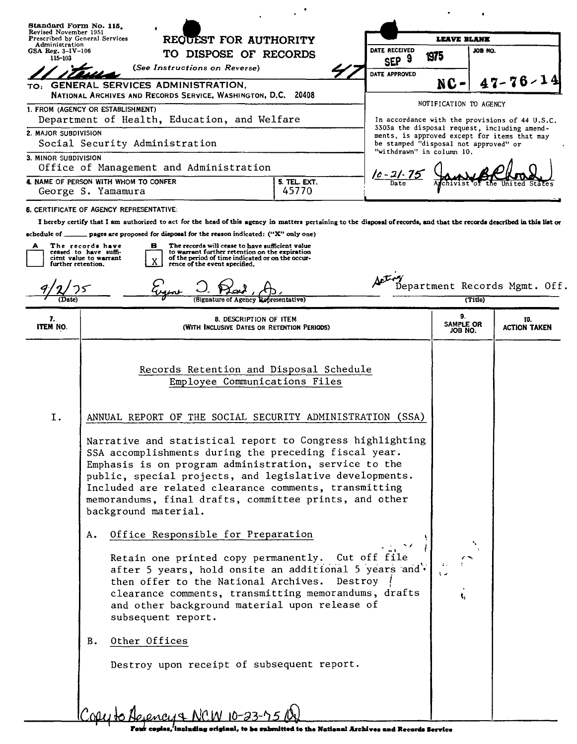Standard Form No. 115.
Revised November 1951
Prescribed by General Services Administration
GSA Reg. 3-IV-106
115-103

**REQUEST FOR AUTHORITY TO DISPOSE OF RECORDS**
(See Instructions on Reverse)

11 items 47

TO: GENERAL SERVICES ADMINISTRATION,
NATIONAL ARCHIVES AND RECORDS SERVICE, WASHINGTON, D.C. 20408

| LEAVE BLANK | |
|---|---|
| DATE RECEIVED: SEP 9 1975 | JOB NO. |
| DATE APPROVED | NC- 47-76-14 |

NOTIFICATION TO AGENCY

In accordance with the provisions of 44 U.S.C. 3303a the disposal request, including amendments, is approved except for items that may be stamped "disposal not approved" or "withdrawn" in column 10.

10-21-75 — Date — [signature] Archivist of the United States

1. FROM (AGENCY OR ESTABLISHMENT): Department of Health, Education, and Welfare
2. MAJOR SUBDIVISION: Social Security Administration
3. MINOR SUBDIVISION: Office of Management and Administration
4. NAME OF PERSON WITH WHOM TO CONFER: George S. Yamamura
5. TEL. EXT.: 45770

6. CERTIFICATE OF AGENCY REPRESENTATIVE:

I hereby certify that I am authorized to act for the head of this agency in matters pertaining to the disposal of records, and that the records described in this list or schedule of ______ pages are proposed for disposal for the reason indicated: ("X" only one)

- [ ] A The records have ceased to have sufficient value to warrant further retention.
- [X] B The records will cease to have sufficient value to warrant further retention on the expiration of the period of time indicated or on the occurrence of the event specified.

9/2/75 (Date) — [signature] (Signature of Agency Representative) — Acting Department Records Mgmt. Off. (Title)

| 7. ITEM NO. | 8. DESCRIPTION OF ITEM (WITH INCLUSIVE DATES OR RETENTION PERIODS) | 9. SAMPLE OR JOB NO. | 10. ACTION TAKEN |
|---|---|---|---|

Records Retention and Disposal Schedule
Employee Communications Files

I. ANNUAL REPORT OF THE SOCIAL SECURITY ADMINISTRATION (SSA)

Narrative and statistical report to Congress highlighting SSA accomplishments during the preceding fiscal year. Emphasis is on program administration, service to the public, special projects, and legislative developments. Included are related clearance comments, transmitting memorandums, final drafts, committee prints, and other background material.

A. Office Responsible for Preparation

Retain one printed copy permanently. Cut off file after 5 years, hold onsite an additional 5 years and then offer to the National Archives. Destroy clearance comments, transmitting memorandums, drafts and other background material upon release of subsequent report.

B. Other Offices

Destroy upon receipt of subsequent report.

Copy to Agency & NCW 10-23-75

Four copies, including original, to be submitted to the National Archives and Records Service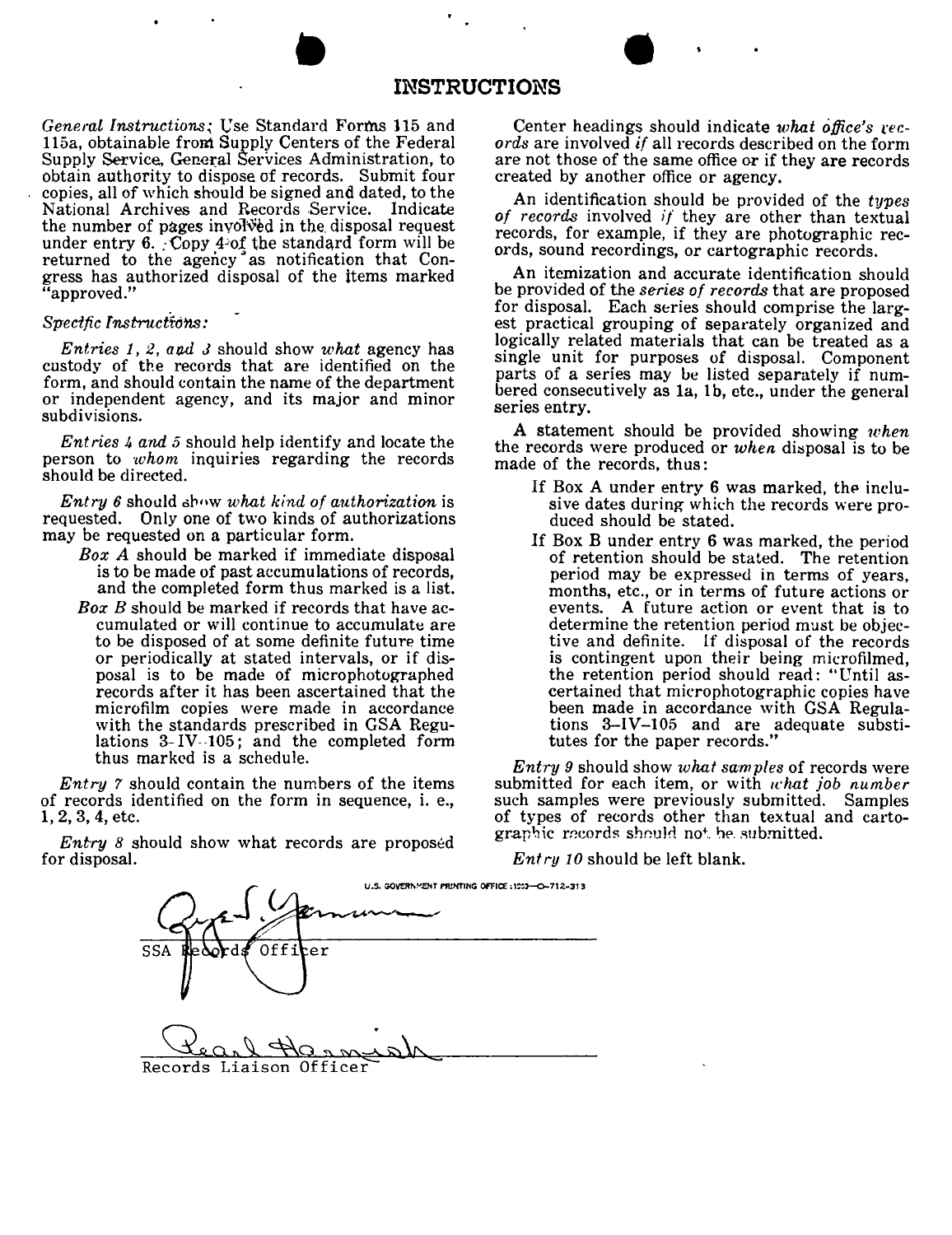# INSTRUCTIONS

*General Instructions;* Use Standard Forms 115 and 115a, obtainable from Supply Centers of the Federal Supply Service, General Services Administration, to obtain authority to dispose of records. Submit four copies, all of which should be signed and dated, to the National Archives and Records Service. Indicate the number of pages involved in the disposal request under entry 6. Copy 4 of the standard form will be returned to the agency as notification that Congress has authorized disposal of the items marked "approved."

*Specific Instructions:*

*Entries 1, 2, and 3* should show *what* agency has custody of the records that are identified on the form, and should contain the name of the department or independent agency, and its major and minor subdivisions.

*Entries 4 and 5* should help identify and locate the person to *whom* inquiries regarding the records should be directed.

*Entry 6* should show *what kind of authorization* is requested. Only one of two kinds of authorizations may be requested on a particular form.

- *Box A* should be marked if immediate disposal is to be made of past accumulations of records, and the completed form thus marked is a list.
- *Box B* should be marked if records that have accumulated or will continue to accumulate are to be disposed of at some definite future time or periodically at stated intervals, or if disposal is to be made of microphotographed records after it has been ascertained that the microfilm copies were made in accordance with the standards prescribed in GSA Regulations 3-IV-105; and the completed form thus marked is a schedule.

*Entry 7* should contain the numbers of the items of records identified on the form in sequence, i. e., 1, 2, 3, 4, etc.

*Entry 8* should show what records are proposed for disposal.

Center headings should indicate *what office's records* are involved *if* all records described on the form are not those of the same office or if they are records created by another office or agency.

An identification should be provided of the *types of records* involved *if* they are other than textual records, for example, if they are photographic records, sound recordings, or cartographic records.

An itemization and accurate identification should be provided of the *series of records* that are proposed for disposal. Each series should comprise the largest practical grouping of separately organized and logically related materials that can be treated as a single unit for purposes of disposal. Component parts of a series may be listed separately if numbered consecutively as 1a, 1b, etc., under the general series entry.

A statement should be provided showing *when* the records were produced or *when* disposal is to be made of the records, thus:

- If Box A under entry 6 was marked, the inclusive dates during which the records were produced should be stated.
- If Box B under entry 6 was marked, the period of retention should be stated. The retention period may be expressed in terms of years, months, etc., or in terms of future actions or events. A future action or event that is to determine the retention period must be objective and definite. If disposal of the records is contingent upon their being microfilmed, the retention period should read: "Until ascertained that microphotographic copies have been made in accordance with GSA Regulations 3-IV-105 and are adequate substitutes for the paper records."

*Entry 9* should show *what samples* of records were submitted for each item, or with *what job number* such samples were previously submitted. Samples of types of records other than textual and cartographic records should not be submitted.

*Entry 10* should be left blank.

U.S. GOVERNMENT PRINTING OFFICE : 1953—O-712-313

SSA Records Officer

Records Liaison Officer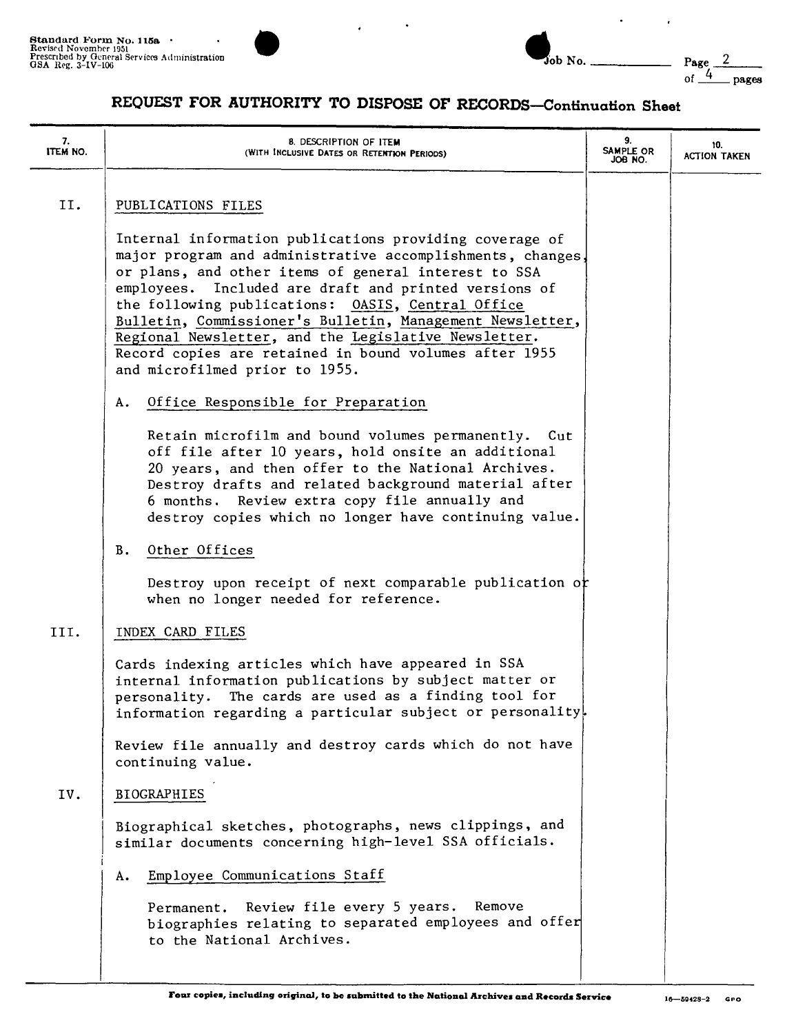# REQUEST FOR AUTHORITY TO DISPOSE OF RECORDS—Continuation Sheet

| 7. ITEM NO. | 8. DESCRIPTION OF ITEM (WITH INCLUSIVE DATES OR RETENTION PERIODS) | 9. SAMPLE OR JOB NO. | 10. ACTION TAKEN |
|---|---|---|---|
| II. | PUBLICATIONS FILES<br><br>Internal information publications providing coverage of major program and administrative accomplishments, changes, or plans, and other items of general interest to SSA employees. Included are draft and printed versions of the following publications: OASIS, Central Office Bulletin, Commissioner's Bulletin, Management Newsletter, Regional Newsletter, and the Legislative Newsletter. Record copies are retained in bound volumes after 1955 and microfilmed prior to 1955.<br><br>A. Office Responsible for Preparation<br><br>Retain microfilm and bound volumes permanently. Cut off file after 10 years, hold onsite an additional 20 years, and then offer to the National Archives. Destroy drafts and related background material after 6 months. Review extra copy file annually and destroy copies which no longer have continuing value.<br><br>B. Other Offices<br><br>Destroy upon receipt of next comparable publication or when no longer needed for reference. | | |
| III. | INDEX CARD FILES<br><br>Cards indexing articles which have appeared in SSA internal information publications by subject matter or personality. The cards are used as a finding tool for information regarding a particular subject or personality.<br><br>Review file annually and destroy cards which do not have continuing value. | | |
| IV. | BIOGRAPHIES<br><br>Biographical sketches, photographs, news clippings, and similar documents concerning high-level SSA officials.<br><br>A. Employee Communications Staff<br><br>Permanent. Review file every 5 years. Remove biographies relating to separated employees and offer to the National Archives. | | |

Four copies, including original, to be submitted to the National Archives and Records Service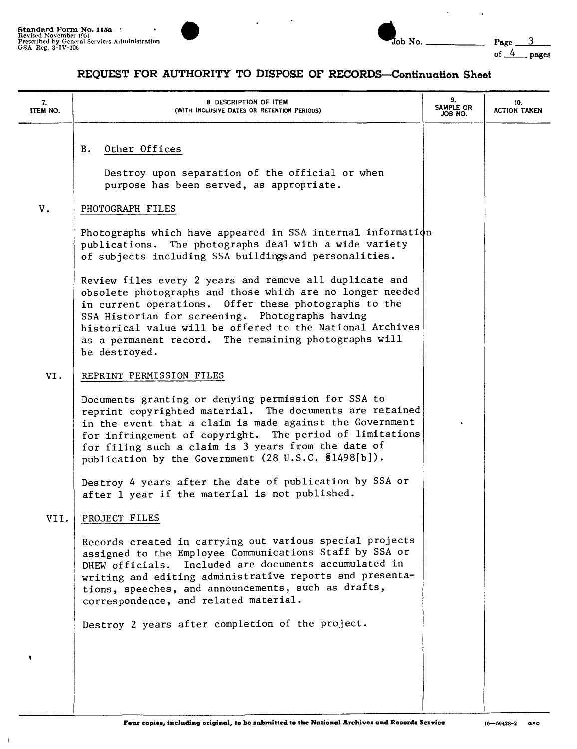Standard Form No. 115a
Revised November 1951
Prescribed by General Services Administration
GSA Reg. 3-IV-106

Job No. ____________

# REQUEST FOR AUTHORITY TO DISPOSE OF RECORDS—Continuation Sheet

| 7. ITEM NO. | 8. DESCRIPTION OF ITEM (WITH INCLUSIVE DATES OR RETENTION PERIODS) | 9. SAMPLE OR JOB NO. | 10. ACTION TAKEN |
|---|---|---|---|
| | B. Other Offices<br><br>Destroy upon separation of the official or when purpose has been served, as appropriate. | | |
| V. | PHOTOGRAPH FILES<br><br>Photographs which have appeared in SSA internal information publications. The photographs deal with a wide variety of subjects including SSA buildings and personalities.<br><br>Review files every 2 years and remove all duplicate and obsolete photographs and those which are no longer needed in current operations. Offer these photographs to the SSA Historian for screening. Photographs having historical value will be offered to the National Archives as a permanent record. The remaining photographs will be destroyed. | | |
| VI. | REPRINT PERMISSION FILES<br><br>Documents granting or denying permission for SSA to reprint copyrighted material. The documents are retained in the event that a claim is made against the Government for infringement of copyright. The period of limitations for filing such a claim is 3 years from the date of publication by the Government (28 U.S.C. §1498[b]).<br><br>Destroy 4 years after the date of publication by SSA or after 1 year if the material is not published. | | |
| VII. | PROJECT FILES<br><br>Records created in carrying out various special projects assigned to the Employee Communications Staff by SSA or DHEW officials. Included are documents accumulated in writing and editing administrative reports and presentations, speeches, and announcements, such as drafts, correspondence, and related material.<br><br>Destroy 2 years after completion of the project. | | |

Four copies, including original, to be submitted to the National Archives and Records Service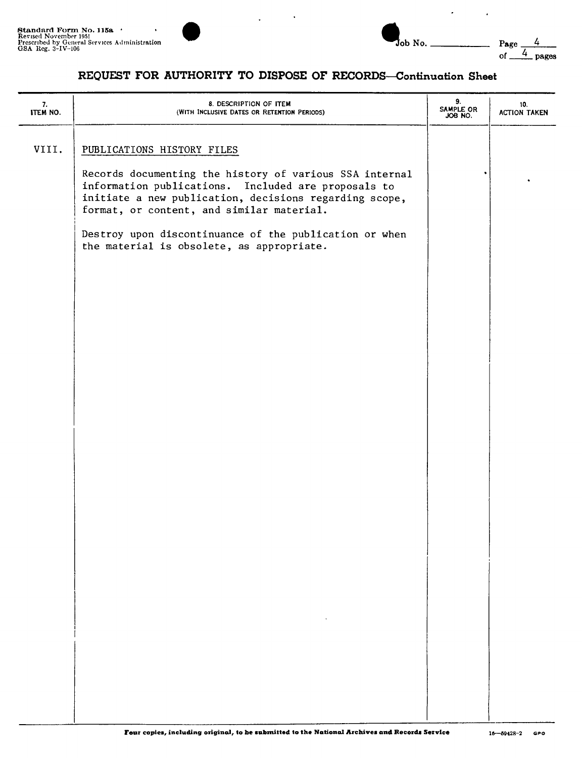Standard Form No. 115a
Revised November 1951
Prescribed by General Services Administration
GSA Reg. 3-IV-106

Job No. ____________ Page 4 of 4 pages

# REQUEST FOR AUTHORITY TO DISPOSE OF RECORDS—Continuation Sheet

| 7. ITEM NO. | 8. DESCRIPTION OF ITEM (WITH INCLUSIVE DATES OR RETENTION PERIODS) | 9. SAMPLE OR JOB NO. | 10. ACTION TAKEN |
|---|---|---|---|
| VIII. | PUBLICATIONS HISTORY FILES<br><br>Records documenting the history of various SSA internal information publications. Included are proposals to initiate a new publication, decisions regarding scope, format, or content, and similar material.<br><br>Destroy upon discontinuance of the publication or when the material is obsolete, as appropriate. | | |

Four copies, including original, to be submitted to the National Archives and Records Service

16—69428-2 GPO